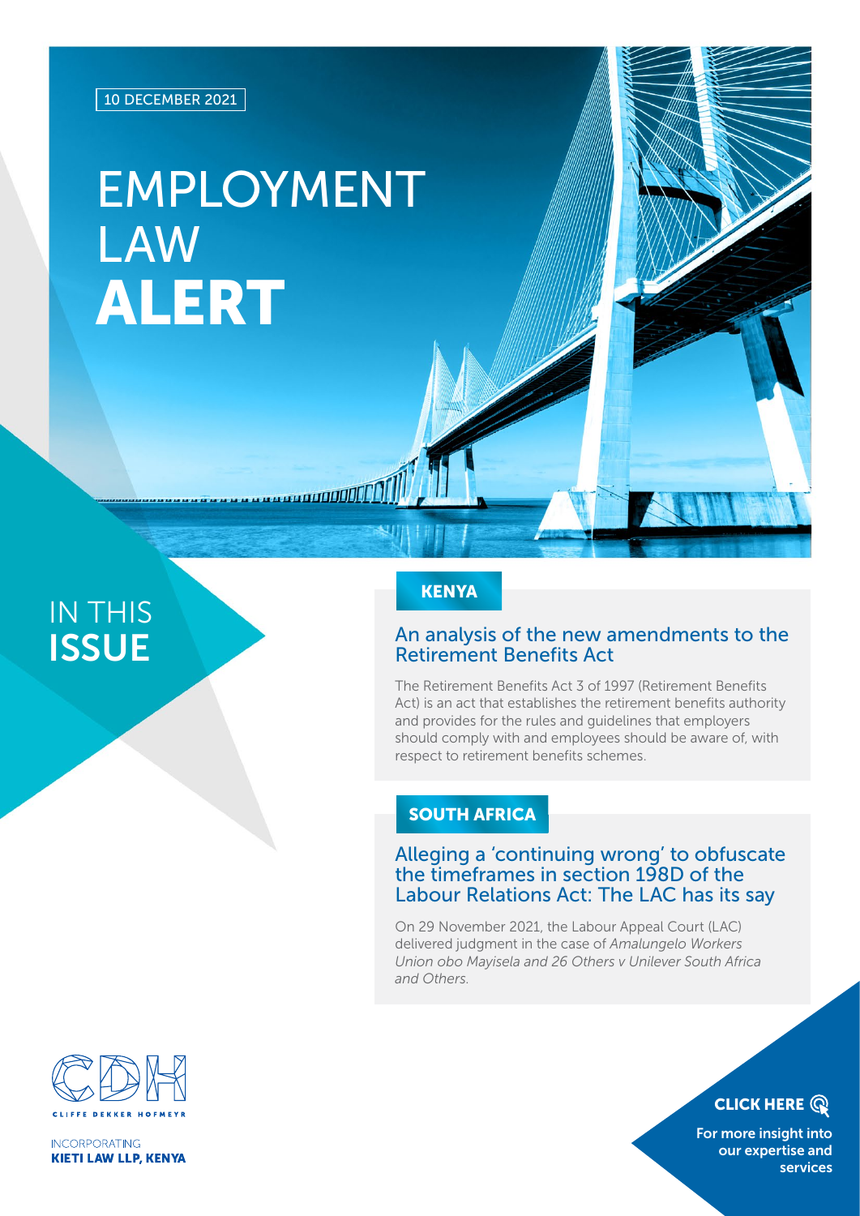10 DECEMBER 2021

# EMPLOYMENT LAW **ALERT**

## IN THIS **ISSUE**

**KENYA**

### An analysis of the new amendments to the Retirement Benefits Act

The Retirement Benefits Act 3 of 1997 (Retirement Benefits Act) is an act that establishes the retirement benefits authority and provides for the rules and guidelines that employers should comply with and employees should be aware of, with respect to retirement benefits schemes.

**SOUTH AFRICA**

### Alleging a 'continuing wrong' to obfuscate the timeframes in section 198D of the Labour Relations Act: The LAC has its say

On 29 November 2021, the Labour Appeal Court (LAC) delivered judgment in the case of *Amalungelo Workers Union obo Mayisela and 26 Others v Unilever South Africa and Others.*

CLIFFE DEKKER HOFMEYR

INCORPORATING
**KIETI LAW LLP, KENYA**

**CLICK HERE**

For more insight into our expertise and services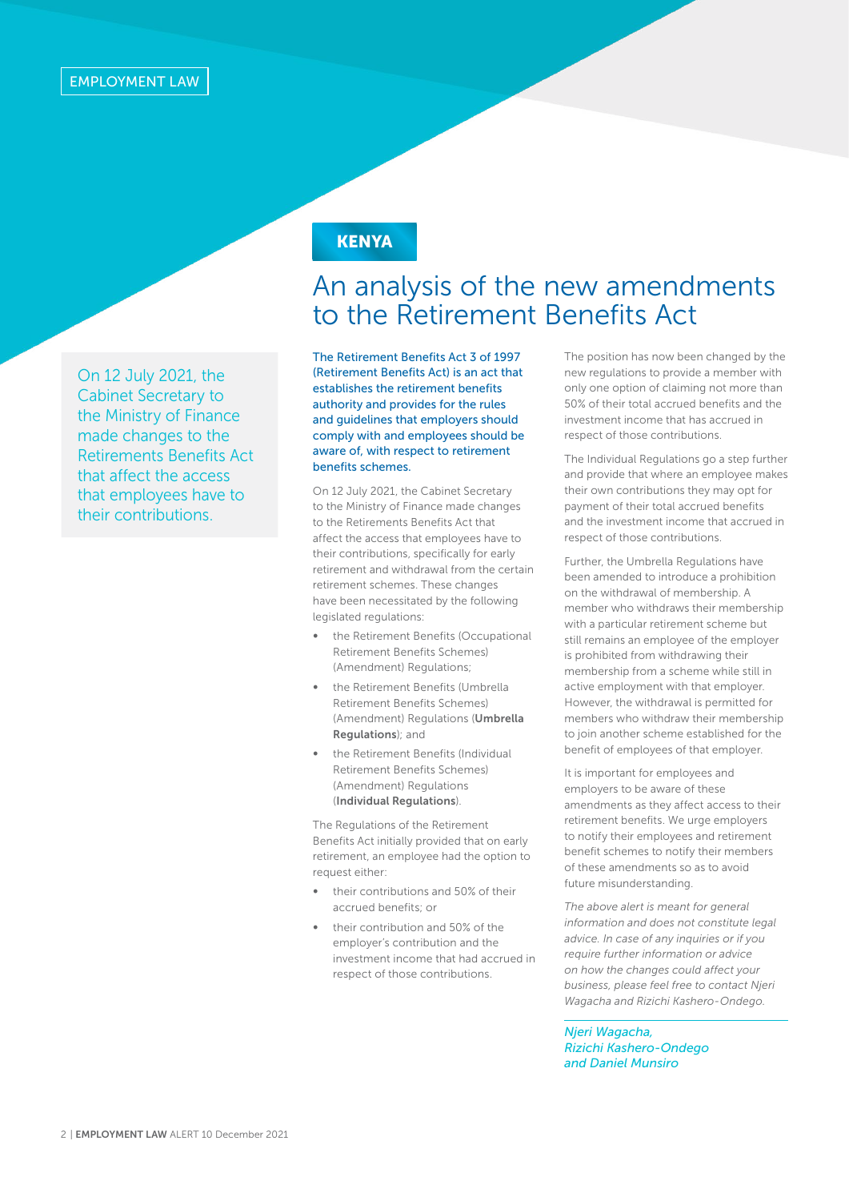EMPLOYMENT LAW

**KENYA**

# An analysis of the new amendments to the Retirement Benefits Act

On 12 July 2021, the Cabinet Secretary to the Ministry of Finance made changes to the Retirements Benefits Act that affect the access that employees have to their contributions.

**The Retirement Benefits Act 3 of 1997 (Retirement Benefits Act) is an act that establishes the retirement benefits authority and provides for the rules and guidelines that employers should comply with and employees should be aware of, with respect to retirement benefits schemes.**

On 12 July 2021, the Cabinet Secretary to the Ministry of Finance made changes to the Retirements Benefits Act that affect the access that employees have to their contributions, specifically for early retirement and withdrawal from the certain retirement schemes. These changes have been necessitated by the following legislated regulations:

- the Retirement Benefits (Occupational Retirement Benefits Schemes) (Amendment) Regulations;
- the Retirement Benefits (Umbrella Retirement Benefits Schemes) (Amendment) Regulations (**Umbrella Regulations**); and
- the Retirement Benefits (Individual Retirement Benefits Schemes) (Amendment) Regulations (**Individual Regulations**).

The Regulations of the Retirement Benefits Act initially provided that on early retirement, an employee had the option to request either:

- their contributions and 50% of their accrued benefits; or
- their contribution and 50% of the employer's contribution and the investment income that had accrued in respect of those contributions.

The position has now been changed by the new regulations to provide a member with only one option of claiming not more than 50% of their total accrued benefits and the investment income that has accrued in respect of those contributions.

The Individual Regulations go a step further and provide that where an employee makes their own contributions they may opt for payment of their total accrued benefits and the investment income that accrued in respect of those contributions.

Further, the Umbrella Regulations have been amended to introduce a prohibition on the withdrawal of membership. A member who withdraws their membership with a particular retirement scheme but still remains an employee of the employer is prohibited from withdrawing their membership from a scheme while still in active employment with that employer. However, the withdrawal is permitted for members who withdraw their membership to join another scheme established for the benefit of employees of that employer.

It is important for employees and employers to be aware of these amendments as they affect access to their retirement benefits. We urge employers to notify their employees and retirement benefit schemes to notify their members of these amendments so as to avoid future misunderstanding.

*The above alert is meant for general information and does not constitute legal advice. In case of any inquiries or if you require further information or advice on how the changes could affect your business, please feel free to contact Njeri Wagacha and Rizichi Kashero-Ondego.*

*Njeri Wagacha, Rizichi Kashero-Ondego and Daniel Munsiro*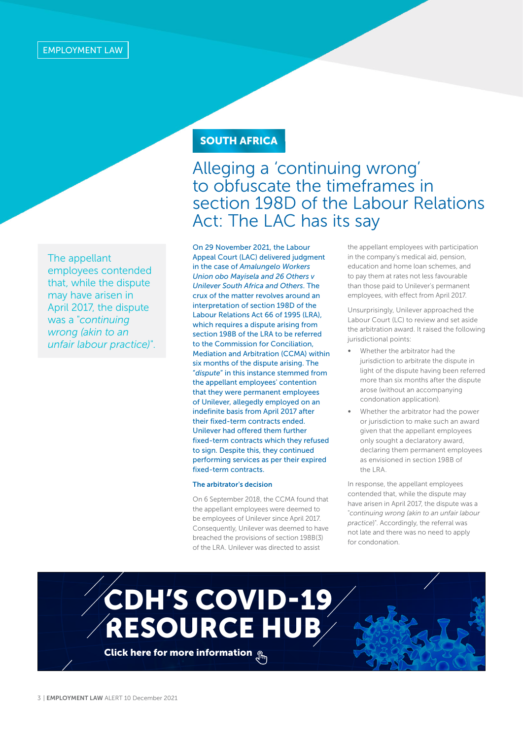EMPLOYMENT LAW

**SOUTH AFRICA**

# Alleging a 'continuing wrong' to obfuscate the timeframes in section 198D of the Labour Relations Act: The LAC has its say

> The appellant employees contended that, while the dispute may have arisen in April 2017, the dispute was a "*continuing wrong (akin to an unfair labour practice)*".

On 29 November 2021, the Labour Appeal Court (LAC) delivered judgment in the case of *Amalungelo Workers Union obo Mayisela and 26 Others v Unilever South Africa and Others*. The crux of the matter revolves around an interpretation of section 198D of the Labour Relations Act 66 of 1995 (LRA), which requires a dispute arising from section 198B of the LRA to be referred to the Commission for Conciliation, Mediation and Arbitration (CCMA) within six months of the dispute arising. The "*dispute*" in this instance stemmed from the appellant employees' contention that they were permanent employees of Unilever, allegedly employed on an indefinite basis from April 2017 after their fixed-term contracts ended. Unilever had offered them further fixed-term contracts which they refused to sign. Despite this, they continued performing services as per their expired fixed-term contracts.

### The arbitrator's decision

On 6 September 2018, the CCMA found that the appellant employees were deemed to be employees of Unilever since April 2017. Consequently, Unilever was deemed to have breached the provisions of section 198B(3) of the LRA. Unilever was directed to assist the appellant employees with participation in the company's medical aid, pension, education and home loan schemes, and to pay them at rates not less favourable than those paid to Unilever's permanent employees, with effect from April 2017.

Unsurprisingly, Unilever approached the Labour Court (LC) to review and set aside the arbitration award. It raised the following jurisdictional points:

- Whether the arbitrator had the jurisdiction to arbitrate the dispute in light of the dispute having been referred more than six months after the dispute arose (without an accompanying condonation application).
- Whether the arbitrator had the power or jurisdiction to make such an award given that the appellant employees only sought a declaratory award, declaring them permanent employees as envisioned in section 198B of the LRA.

In response, the appellant employees contended that, while the dispute may have arisen in April 2017, the dispute was a "*continuing wrong (akin to an unfair labour practice)*". Accordingly, the referral was not late and there was no need to apply for condonation.

**CDH'S COVID-19 RESOURCE HUB**

**Click here for more information**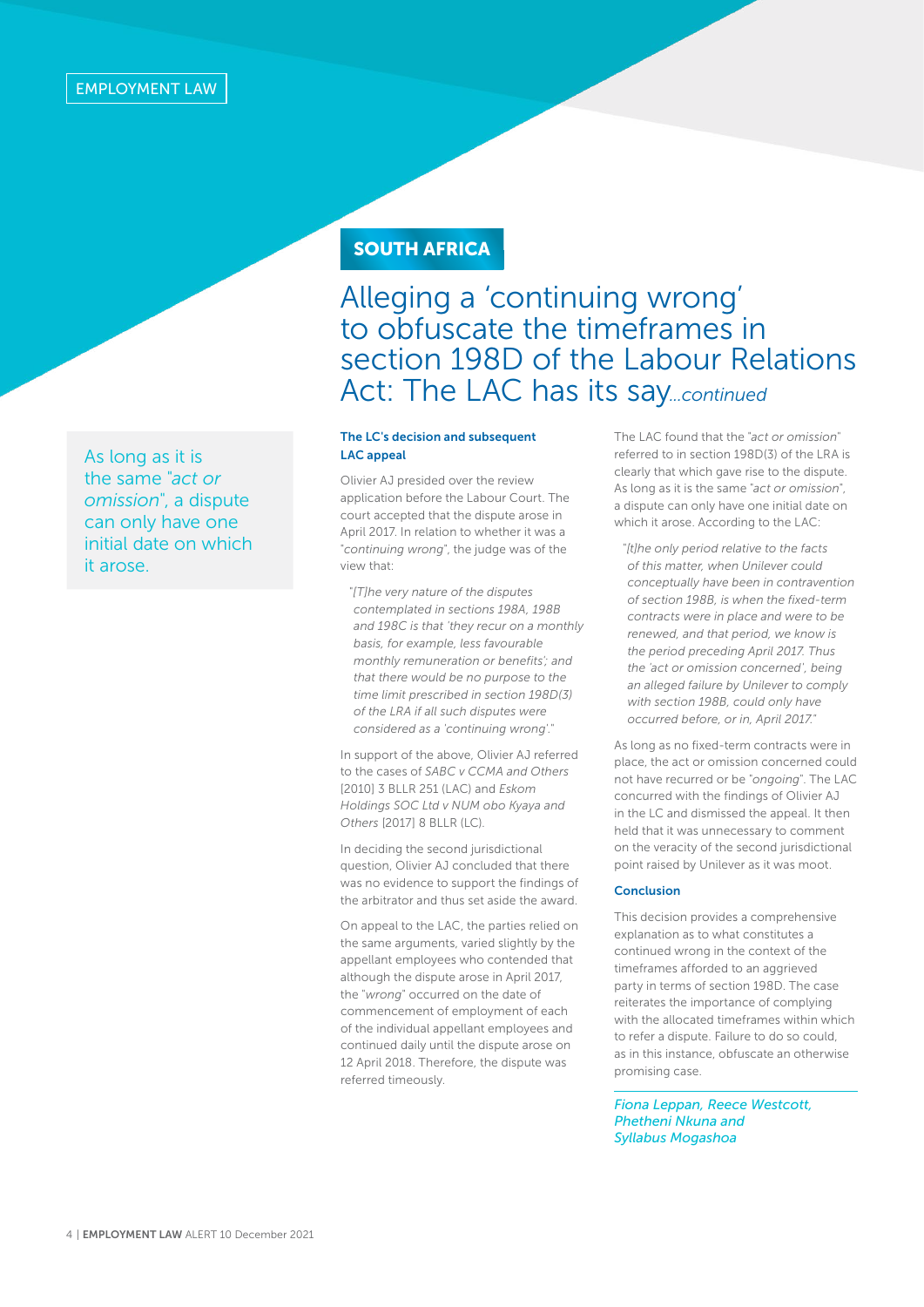EMPLOYMENT LAW

**SOUTH AFRICA**

## Alleging a 'continuing wrong' to obfuscate the timeframes in section 198D of the Labour Relations Act: The LAC has its say*...continued*

As long as it is the same "*act or omission*", a dispute can only have one initial date on which it arose.

### The LC's decision and subsequent LAC appeal

Olivier AJ presided over the review application before the Labour Court. The court accepted that the dispute arose in April 2017. In relation to whether it was a "*continuing wrong*", the judge was of the view that:

> "*[T]he very nature of the disputes contemplated in sections 198A, 198B and 198C is that 'they recur on a monthly basis, for example, less favourable monthly remuneration or benefits'; and that there would be no purpose to the time limit prescribed in section 198D(3) of the LRA if all such disputes were considered as a 'continuing wrong'.*"

In support of the above, Olivier AJ referred to the cases of *SABC v CCMA and Others* [2010] 3 BLLR 251 (LAC) and *Eskom Holdings SOC Ltd v NUM obo Kyaya and Others* [2017] 8 BLLR (LC).

In deciding the second jurisdictional question, Olivier AJ concluded that there was no evidence to support the findings of the arbitrator and thus set aside the award.

On appeal to the LAC, the parties relied on the same arguments, varied slightly by the appellant employees who contended that although the dispute arose in April 2017, the "*wrong*" occurred on the date of commencement of employment of each of the individual appellant employees and continued daily until the dispute arose on 12 April 2018. Therefore, the dispute was referred timeously.

The LAC found that the "*act or omission*" referred to in section 198D(3) of the LRA is clearly that which gave rise to the dispute. As long as it is the same "*act or omission*", a dispute can only have one initial date on which it arose. According to the LAC:

> "*[t]he only period relative to the facts of this matter, when Unilever could conceptually have been in contravention of section 198B, is when the fixed-term contracts were in place and were to be renewed, and that period, we know is the period preceding April 2017. Thus the 'act or omission concerned', being an alleged failure by Unilever to comply with section 198B, could only have occurred before, or in, April 2017.*"

As long as no fixed-term contracts were in place, the act or omission concerned could not have recurred or be "*ongoing*". The LAC concurred with the findings of Olivier AJ in the LC and dismissed the appeal. It then held that it was unnecessary to comment on the veracity of the second jurisdictional point raised by Unilever as it was moot.

### Conclusion

This decision provides a comprehensive explanation as to what constitutes a continued wrong in the context of the timeframes afforded to an aggrieved party in terms of section 198D. The case reiterates the importance of complying with the allocated timeframes within which to refer a dispute. Failure to do so could, as in this instance, obfuscate an otherwise promising case.

*Fiona Leppan, Reece Westcott, Phetheni Nkuna and Syllabus Mogashoa*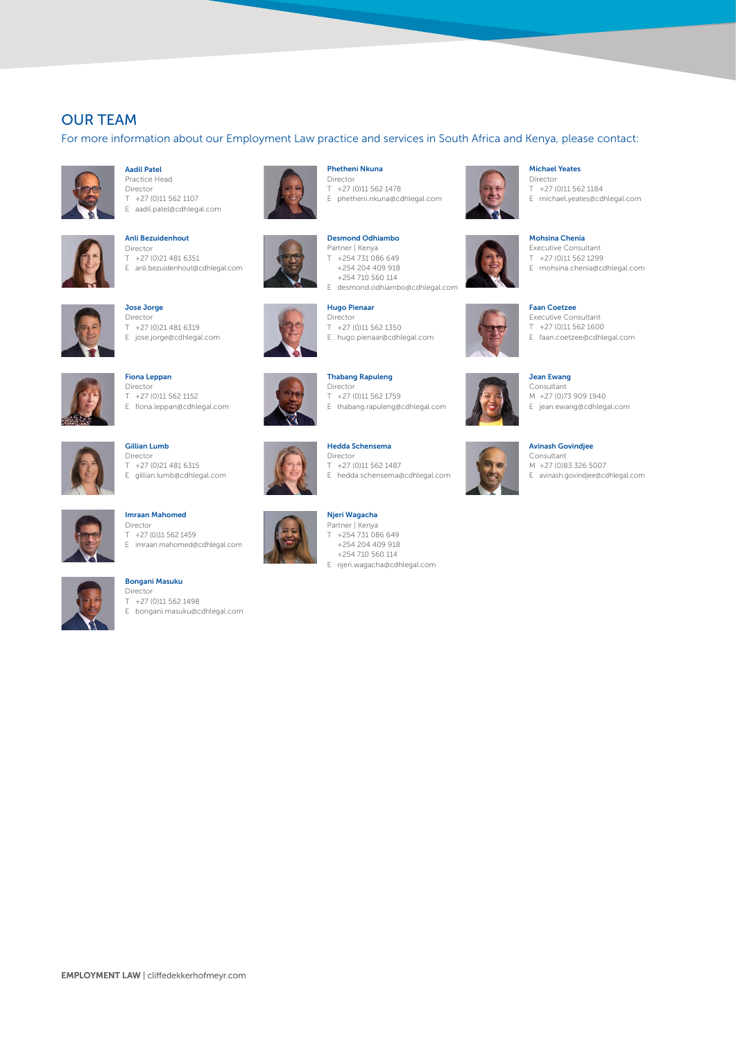## OUR TEAM

For more information about our Employment Law practice and services in South Africa and Kenya, please contact:

**Aadil Patel**
Practice Head
Director
T +27 (0)11 562 1107
E aadil.patel@cdhlegal.com

**Anli Bezuidenhout**
Director
T +27 (0)21 481 6351
E anli.bezuidenhout@cdhlegal.com

**Jose Jorge**
Director
T +27 (0)21 481 6319
E jose.jorge@cdhlegal.com

**Fiona Leppan**
Director
T +27 (0)11 562 1152
E fiona.leppan@cdhlegal.com

**Gillian Lumb**
Director
T +27 (0)21 481 6315
E gillian.lumb@cdhlegal.com

**Imraan Mahomed**
Director
T +27 (0)11 562 1459
E imraan.mahomed@cdhlegal.com

**Bongani Masuku**
Director
T +27 (0)11 562 1498
E bongani.masuku@cdhlegal.com

**Phetheni Nkuna**
Director
T +27 (0)11 562 1478
E phetheni.nkuna@cdhlegal.com

**Desmond Odhiambo**
Partner | Kenya
T +254 731 086 649
+254 204 409 918
+254 710 560 114
E desmond.odhiambo@cdhlegal.com

**Hugo Pienaar**
Director
T +27 (0)11 562 1350
E hugo.pienaar@cdhlegal.com

**Thabang Rapuleng**
Director
T +27 (0)11 562 1759
E thabang.rapuleng@cdhlegal.com

**Hedda Schensema**
Director
T +27 (0)11 562 1487
E hedda.schensema@cdhlegal.com

**Njeri Wagacha**
Partner | Kenya
T +254 731 086 649
+254 204 409 918
+254 710 560 114
E njeri.wagacha@cdhlegal.com

**Michael Yeates**
Director
T +27 (0)11 562 1184
E michael.yeates@cdhlegal.com

**Mohsina Chenia**
Executive Consultant
T +27 (0)11 562 1299
E mohsina.chenia@cdhlegal.com

**Faan Coetzee**
Executive Consultant
T +27 (0)11 562 1600
E faan.coetzee@cdhlegal.com

**Jean Ewang**
Consultant
M +27 (0)73 909 1940
E jean.ewang@cdhlegal.com

**Avinash Govindjee**
Consultant
M +27 (0)83 326 5007
E avinash.govindjee@cdhlegal.com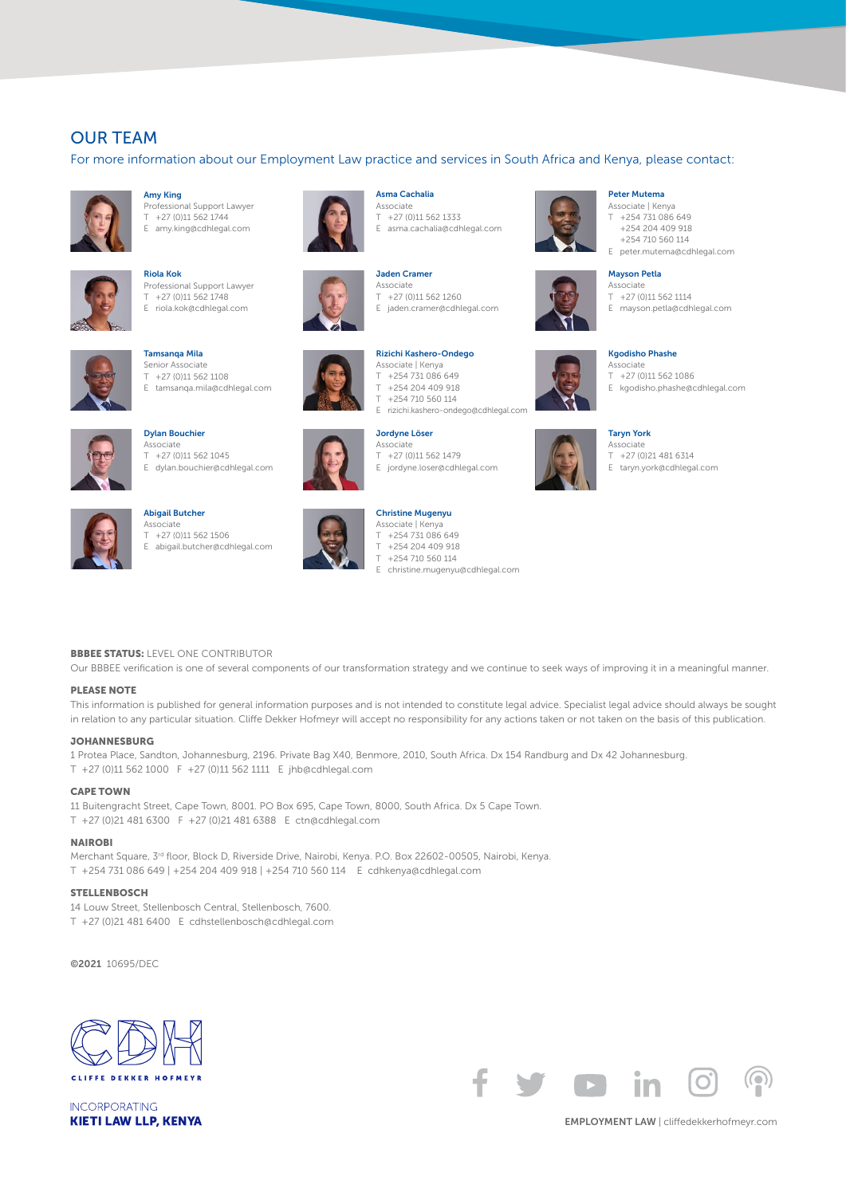## OUR TEAM

For more information about our Employment Law practice and services in South Africa and Kenya, please contact:

**Amy King**
Professional Support Lawyer
T +27 (0)11 562 1744
E amy.king@cdhlegal.com

**Riola Kok**
Professional Support Lawyer
T +27 (0)11 562 1748
E riola.kok@cdhlegal.com

**Tamsanqa Mila**
Senior Associate
T +27 (0)11 562 1108
E tamsanqa.mila@cdhlegal.com

**Dylan Bouchier**
Associate
T +27 (0)11 562 1045
E dylan.bouchier@cdhlegal.com

**Abigail Butcher**
Associate
T +27 (0)11 562 1506
E abigail.butcher@cdhlegal.com

**Asma Cachalia**
Associate
T +27 (0)11 562 1333
E asma.cachalia@cdhlegal.com

**Jaden Cramer**
Associate
T +27 (0)11 562 1260
E jaden.cramer@cdhlegal.com

**Rizichi Kashero-Ondego**
Associate | Kenya
T +254 731 086 649
T +254 204 409 918
T +254 710 560 114
E rizichi.kashero-ondego@cdhlegal.com

**Jordyne Löser**
Associate
T +27 (0)11 562 1479
E jordyne.loser@cdhlegal.com

**Christine Mugenyu**
Associate | Kenya
T +254 731 086 649
T +254 204 409 918
T +254 710 560 114
E christine.mugenyu@cdhlegal.com

**Peter Mutema**
Associate | Kenya
T +254 731 086 649
+254 204 409 918
+254 710 560 114
E peter.mutema@cdhlegal.com

**Mayson Petla**
Associate
T +27 (0)11 562 1114
E mayson.petla@cdhlegal.com

**Kgodisho Phashe**
Associate
T +27 (0)11 562 1086
E kgodisho.phashe@cdhlegal.com

**Taryn York**
Associate
T +27 (0)21 481 6314
E taryn.york@cdhlegal.com

**BBBEE STATUS:** LEVEL ONE CONTRIBUTOR

Our BBBEE verification is one of several components of our transformation strategy and we continue to seek ways of improving it in a meaningful manner.

**PLEASE NOTE**

This information is published for general information purposes and is not intended to constitute legal advice. Specialist legal advice should always be sought in relation to any particular situation. Cliffe Dekker Hofmeyr will accept no responsibility for any actions taken or not taken on the basis of this publication.

**JOHANNESBURG**

1 Protea Place, Sandton, Johannesburg, 2196. Private Bag X40, Benmore, 2010, South Africa. Dx 154 Randburg and Dx 42 Johannesburg.
T +27 (0)11 562 1000 F +27 (0)11 562 1111 E jhb@cdhlegal.com

**CAPE TOWN**

11 Buitengracht Street, Cape Town, 8001. PO Box 695, Cape Town, 8000, South Africa. Dx 5 Cape Town.
T +27 (0)21 481 6300 F +27 (0)21 481 6388 E ctn@cdhlegal.com

**NAIROBI**

Merchant Square, 3rd floor, Block D, Riverside Drive, Nairobi, Kenya. P.O. Box 22602-00505, Nairobi, Kenya.
T +254 731 086 649 | +254 204 409 918 | +254 710 560 114 E cdhkenya@cdhlegal.com

**STELLENBOSCH**

14 Louw Street, Stellenbosch Central, Stellenbosch, 7600.
T +27 (0)21 481 6400 E cdhstellenbosch@cdhlegal.com

**©2021** 10695/DEC

CLIFFE DEKKER HOFMEYR

INCORPORATING
**KIETI LAW LLP, KENYA**

**EMPLOYMENT LAW** | cliffedekkerhofmeyr.com